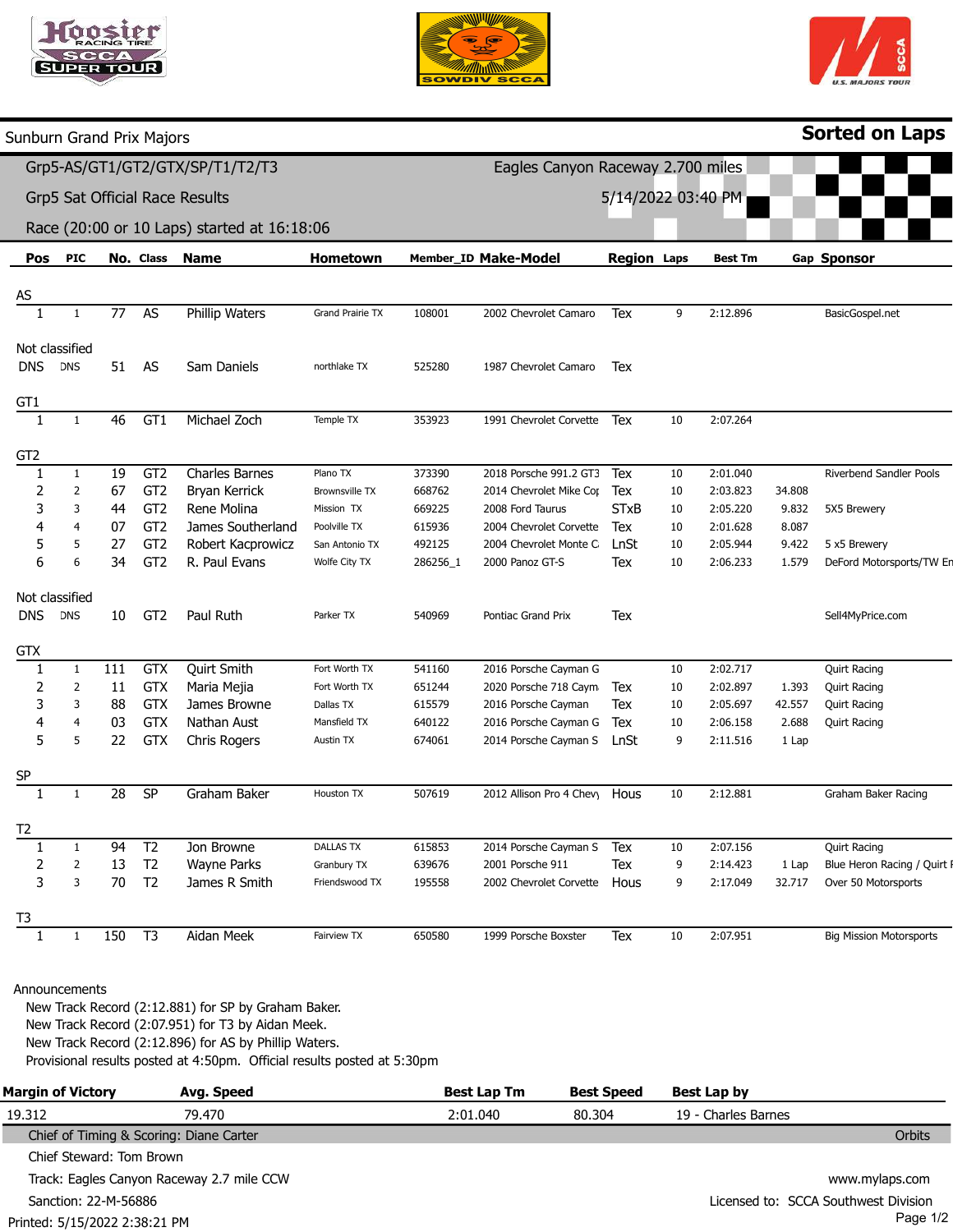Sunburn Grand Prix Majors

**Sorted on Laps**

Grp5-AS/GT1/GT2/GTX/SP/T1/T2/T3 — Eagles Canyon Raceway 2.700 miles

Grp5 Sat Official Race Results — 5/14/2022 03:40 PM

Race (20:00 or 10 Laps) started at 16:18:06

| Pos | PIC | No. | Class | Name | Hometown | Member_ID | Make-Model | Region | Laps | Best Tm | Gap | Sponsor |
|---|---|---|---|---|---|---|---|---|---|---|---|---|
| **AS** | | | | | | | | | | | | |
| 1 | 1 | 77 | AS | Phillip Waters | Grand Prairie TX | 108001 | 2002 Chevrolet Camaro | Tex | 9 | 2:12.896 | | BasicGospel.net |
| **Not classified** | | | | | | | | | | | | |
| DNS | DNS | 51 | AS | Sam Daniels | northlake TX | 525280 | 1987 Chevrolet Camaro | Tex | | | | |
| **GT1** | | | | | | | | | | | | |
| 1 | 1 | 46 | GT1 | Michael Zoch | Temple TX | 353923 | 1991 Chevrolet Corvette | Tex | 10 | 2:07.264 | | |
| **GT2** | | | | | | | | | | | | |
| 1 | 1 | 19 | GT2 | Charles Barnes | Plano TX | 373390 | 2018 Porsche 991.2 GT3 | Tex | 10 | 2:01.040 | | Riverbend Sandler Pools |
| 2 | 2 | 67 | GT2 | Bryan Kerrick | Brownsville TX | 668762 | 2014 Chevrolet Mike Co | Tex | 10 | 2:03.823 | 34.808 | |
| 3 | 3 | 44 | GT2 | Rene Molina | Mission TX | 669225 | 2008 Ford Taurus | STxB | 10 | 2:05.220 | 9.832 | 5X5 Brewery |
| 4 | 4 | 07 | GT2 | James Southerland | Poolville TX | 615936 | 2004 Chevrolet Corvette | Tex | 10 | 2:01.628 | 8.087 | |
| 5 | 5 | 27 | GT2 | Robert Kacprowicz | San Antonio TX | 492125 | 2004 Chevrolet Monte C | LnSt | 10 | 2:05.944 | 9.422 | 5 x5 Brewery |
| 6 | 6 | 34 | GT2 | R. Paul Evans | Wolfe City TX | 286256_1 | 2000 Panoz GT-S | Tex | 10 | 2:06.233 | 1.579 | DeFord Motorsports/TW En |
| **Not classified** | | | | | | | | | | | | |
| DNS | DNS | 10 | GT2 | Paul Ruth | Parker TX | 540969 | Pontiac Grand Prix | Tex | | | | Sell4MyPrice.com |
| **GTX** | | | | | | | | | | | | |
| 1 | 1 | 111 | GTX | Quirt Smith | Fort Worth TX | 541160 | 2016 Porsche Cayman G | | 10 | 2:02.717 | | Quirt Racing |
| 2 | 2 | 11 | GTX | Maria Mejia | Fort Worth TX | 651244 | 2020 Porsche 718 Caym | Tex | 10 | 2:02.897 | 1.393 | Quirt Racing |
| 3 | 3 | 88 | GTX | James Browne | Dallas TX | 615579 | 2016 Porsche Cayman | Tex | 10 | 2:05.697 | 42.557 | Quirt Racing |
| 4 | 4 | 03 | GTX | Nathan Aust | Mansfield TX | 640122 | 2016 Porsche Cayman G | Tex | 10 | 2:06.158 | 2.688 | Quirt Racing |
| 5 | 5 | 22 | GTX | Chris Rogers | Austin TX | 674061 | 2014 Porsche Cayman S | LnSt | 9 | 2:11.516 | 1 Lap | |
| **SP** | | | | | | | | | | | | |
| 1 | 1 | 28 | SP | Graham Baker | Houston TX | 507619 | 2012 Allison Pro 4 Chev | Hous | 10 | 2:12.881 | | Graham Baker Racing |
| **T2** | | | | | | | | | | | | |
| 1 | 1 | 94 | T2 | Jon Browne | DALLAS TX | 615853 | 2014 Porsche Cayman S | Tex | 10 | 2:07.156 | | Quirt Racing |
| 2 | 2 | 13 | T2 | Wayne Parks | Granbury TX | 639676 | 2001 Porsche 911 | Tex | 9 | 2:14.423 | 1 Lap | Blue Heron Racing / Quirt F |
| 3 | 3 | 70 | T2 | James R Smith | Friendswood TX | 195558 | 2002 Chevrolet Corvette | Hous | 9 | 2:17.049 | 32.717 | Over 50 Motorsports |
| **T3** | | | | | | | | | | | | |
| 1 | 1 | 150 | T3 | Aidan Meek | Fairview TX | 650580 | 1999 Porsche Boxster | Tex | 10 | 2:07.951 | | Big Mission Motorsports |

Announcements
New Track Record (2:12.881) for SP by Graham Baker.
New Track Record (2:07.951) for T3 by Aidan Meek.
New Track Record (2:12.896) for AS by Phillip Waters.
Provisional results posted at 4:50pm. Official results posted at 5:30pm

| Margin of Victory | Avg. Speed | Best Lap Tm | Best Speed | Best Lap by |
|---|---|---|---|---|
| 19.312 | 79.470 | 2:01.040 | 80.304 | 19 - Charles Barnes |

Chief of Timing & Scoring: Diane Carter — Orbits

Chief Steward: Tom Brown

Track: Eagles Canyon Raceway 2.7 mile CCW — www.mylaps.com

Sanction: 22-M-56886 — Licensed to: SCCA Southwest Division

Printed: 5/15/2022 2:38:21 PM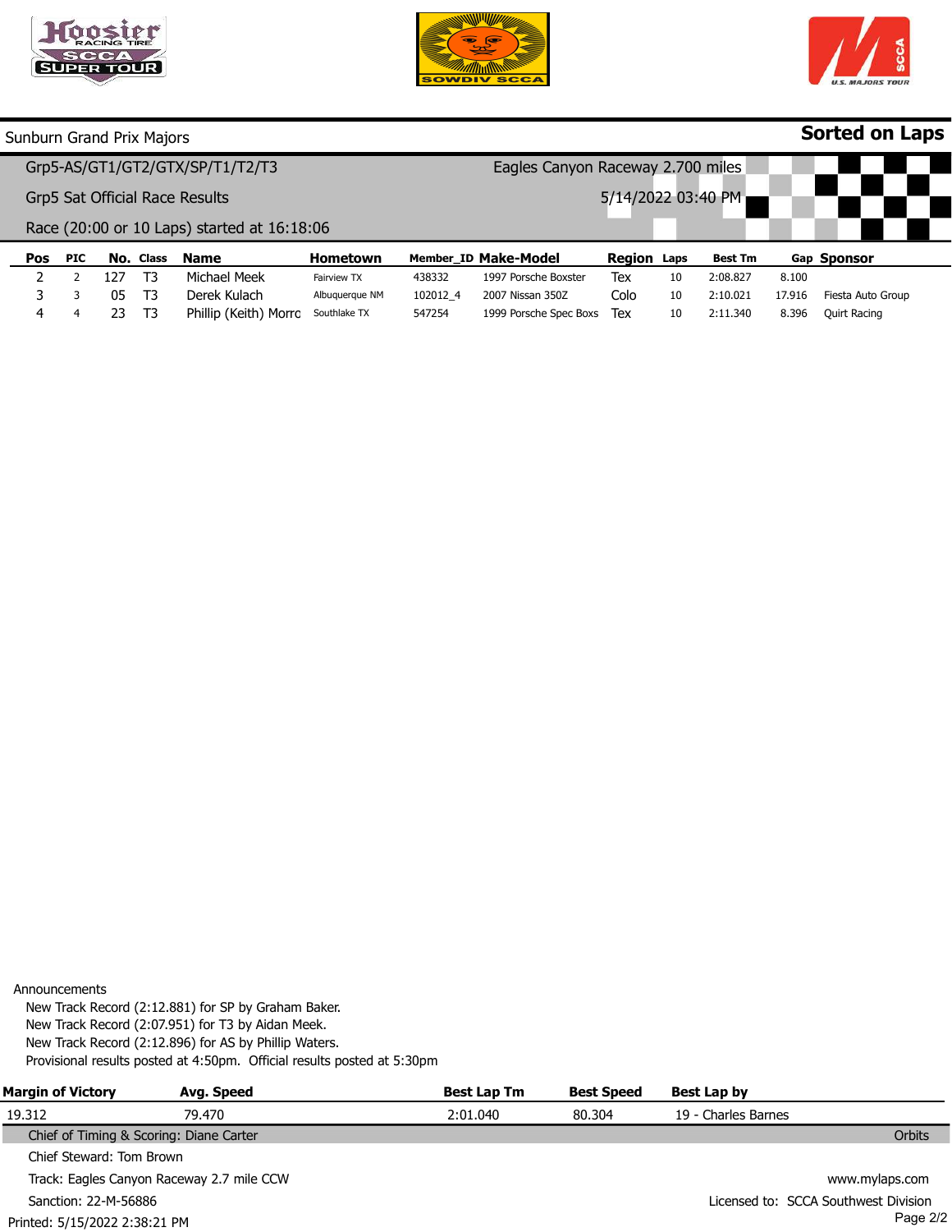Sunburn Grand Prix Majors

**Sorted on Laps**

Grp5-AS/GT1/GT2/GTX/SP/T1/T2/T3

Eagles Canyon Raceway 2.700 miles

Grp5 Sat Official Race Results

5/14/2022 03:40 PM

Race (20:00 or 10 Laps) started at 16:18:06

| Pos | PIC | No. | Class | Name | Hometown | Member_ID | Make-Model | Region | Laps | Best Tm | Gap | Sponsor |
|---|---|---|---|---|---|---|---|---|---|---|---|---|
| 2 | 2 | 127 | T3 | Michael Meek | Fairview TX | 438332 | 1997 Porsche Boxster | Tex | 10 | 2:08.827 | 8.100 | |
| 3 | 3 | 05 | T3 | Derek Kulach | Albuquerque NM | 102012_4 | 2007 Nissan 350Z | Colo | 10 | 2:10.021 | 17.916 | Fiesta Auto Group |
| 4 | 4 | 23 | T3 | Phillip (Keith) Morro | Southlake TX | 547254 | 1999 Porsche Spec Boxs | Tex | 10 | 2:11.340 | 8.396 | Quirt Racing |

Announcements
- New Track Record (2:12.881) for SP by Graham Baker.
- New Track Record (2:07.951) for T3 by Aidan Meek.
- New Track Record (2:12.896) for AS by Phillip Waters.
- Provisional results posted at 4:50pm. Official results posted at 5:30pm

| Margin of Victory | Avg. Speed | Best Lap Tm | Best Speed | Best Lap by |
|---|---|---|---|---|
| 19.312 | 79.470 | 2:01.040 | 80.304 | 19 - Charles Barnes |

Chief of Timing & Scoring: Diane Carter

Orbits

Chief Steward: Tom Brown

Track: Eagles Canyon Raceway 2.7 mile CCW

www.mylaps.com

Sanction: 22-M-56886

Licensed to: SCCA Southwest Division

Printed: 5/15/2022 2:38:21 PM